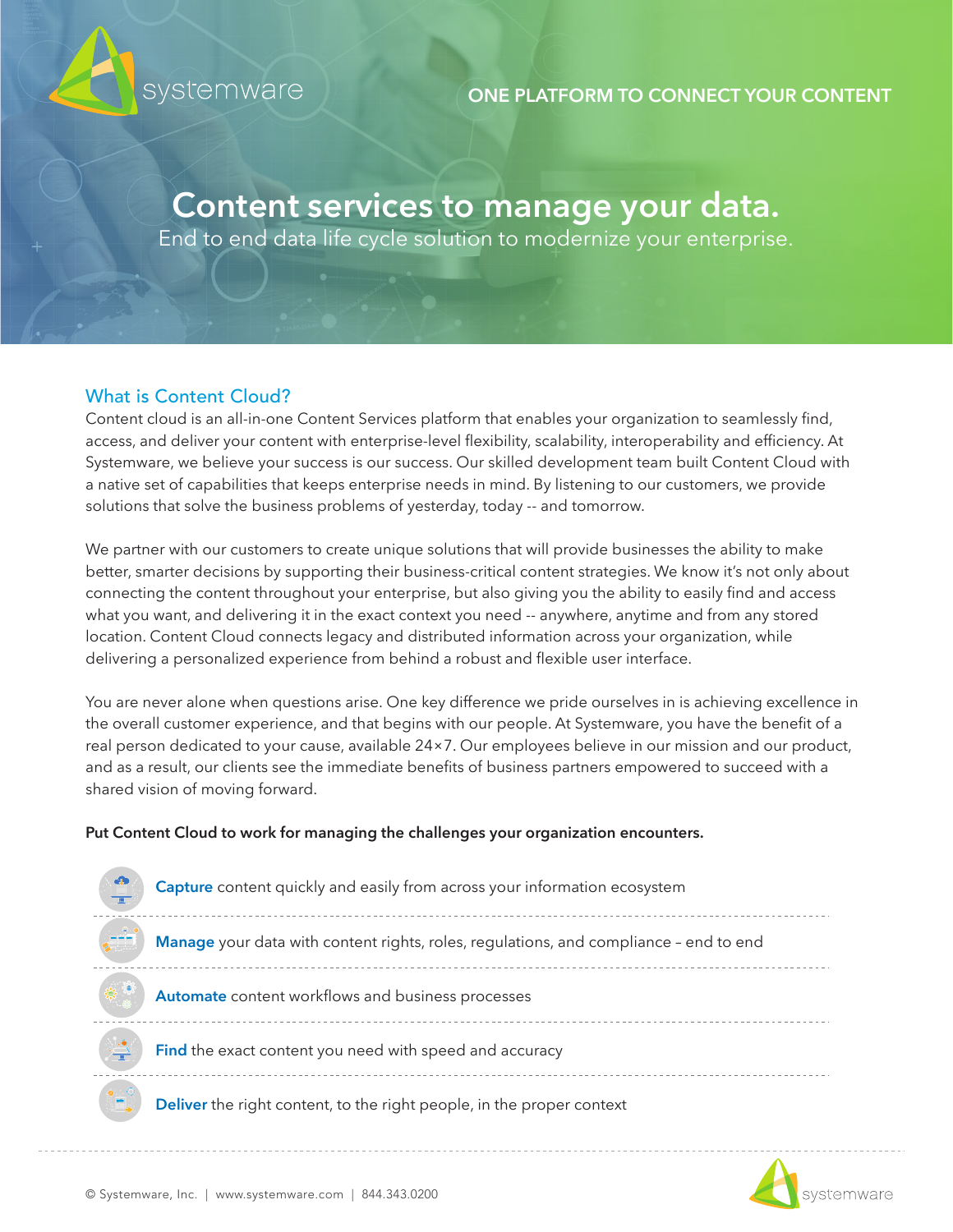ONE PLATFORM TO CONNECT YOUR CONTENT

# Content services to manage your data.

End to end data life cycle solution to modernize your enterprise.

## What is Content Cloud?

Content cloud is an all-in-one Content Services platform that enables your organization to seamlessly find, access, and deliver your content with enterprise-level flexibility, scalability, interoperability and efficiency. At Systemware, we believe your success is our success. Our skilled development team built Content Cloud with a native set of capabilities that keeps enterprise needs in mind. By listening to our customers, we provide solutions that solve the business problems of yesterday, today -- and tomorrow.

We partner with our customers to create unique solutions that will provide businesses the ability to make better, smarter decisions by supporting their business-critical content strategies. We know it's not only about connecting the content throughout your enterprise, but also giving you the ability to easily find and access what you want, and delivering it in the exact context you need -- anywhere, anytime and from any stored location. Content Cloud connects legacy and distributed information across your organization, while delivering a personalized experience from behind a robust and flexible user interface.

You are never alone when questions arise. One key difference we pride ourselves in is achieving excellence in the overall customer experience, and that begins with our people. At Systemware, you have the benefit of a real person dedicated to your cause, available 24×7. Our employees believe in our mission and our product, and as a result, our clients see the immediate benefits of business partners empowered to succeed with a shared vision of moving forward.

**Put Content Cloud to work for managing the challenges your organization encounters.**

- **Capture** content quickly and easily from across your information ecosystem
- **Manage** your data with content rights, roles, regulations, and compliance – end to end
- **Automate** content workflows and business processes
- **Find** the exact content you need with speed and accuracy
- **Deliver** the right content, to the right people, in the proper context

© Systemware, Inc. | www.systemware.com | 844.343.0200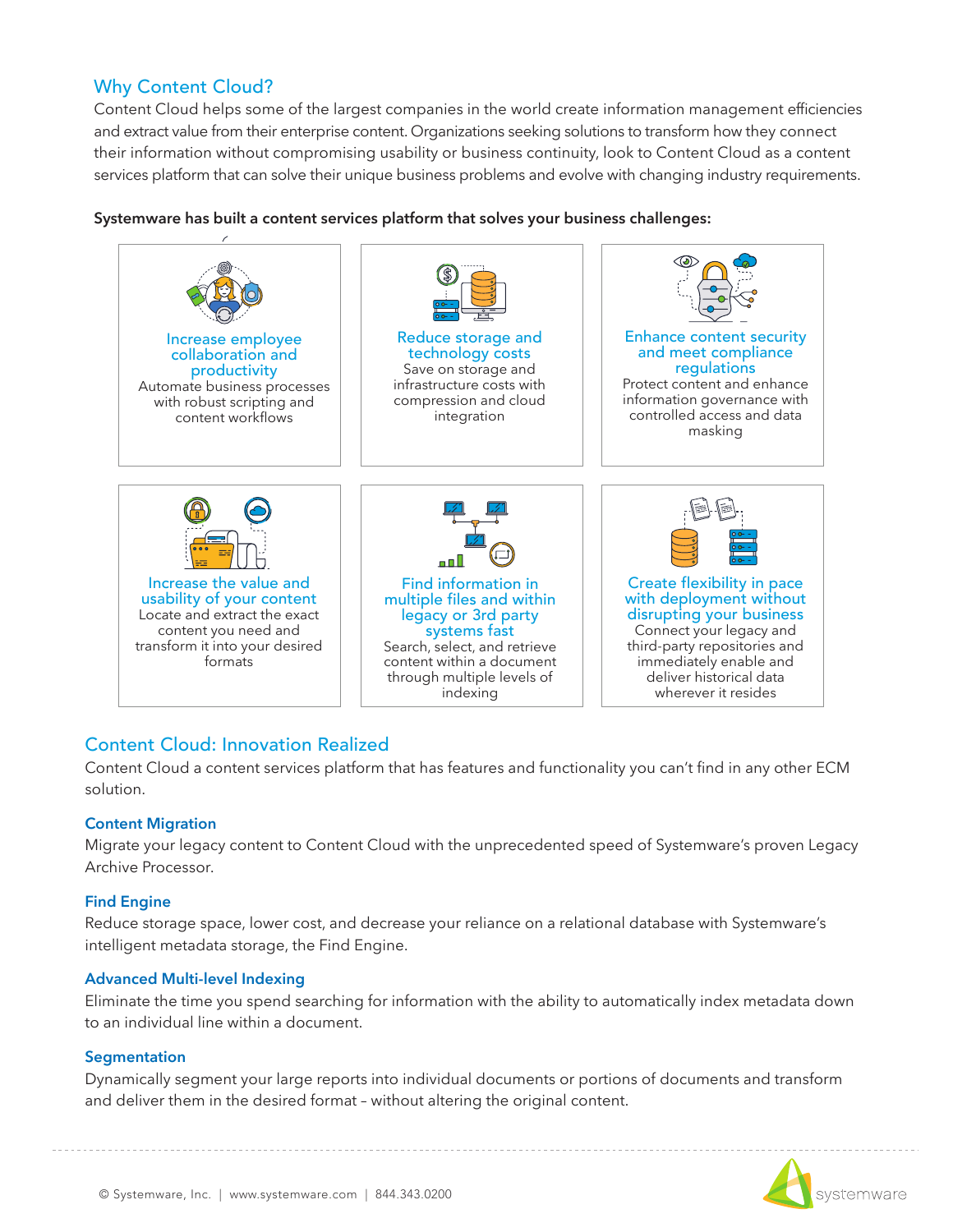## Why Content Cloud?

Content Cloud helps some of the largest companies in the world create information management efficiencies and extract value from their enterprise content. Organizations seeking solutions to transform how they connect their information without compromising usability or business continuity, look to Content Cloud as a content services platform that can solve their unique business problems and evolve with changing industry requirements.

**Systemware has built a content services platform that solves your business challenges:**

### Increase employee collaboration and productivity

Automate business processes with robust scripting and content workflows

### Reduce storage and technology costs

Save on storage and infrastructure costs with compression and cloud integration

### Enhance content security and meet compliance regulations

Protect content and enhance information governance with controlled access and data masking

### Increase the value and usability of your content

Locate and extract the exact content you need and transform it into your desired formats

### Find information in multiple files and within legacy or 3rd party systems fast

Search, select, and retrieve content within a document through multiple levels of indexing

### Create flexibility in pace with deployment without disrupting your business

Connect your legacy and third-party repositories and immediately enable and deliver historical data wherever it resides

## Content Cloud: Innovation Realized

Content Cloud a content services platform that has features and functionality you can't find in any other ECM solution.

### Content Migration

Migrate your legacy content to Content Cloud with the unprecedented speed of Systemware's proven Legacy Archive Processor.

### Find Engine

Reduce storage space, lower cost, and decrease your reliance on a relational database with Systemware's intelligent metadata storage, the Find Engine.

### Advanced Multi-level Indexing

Eliminate the time you spend searching for information with the ability to automatically index metadata down to an individual line within a document.

### Segmentation

Dynamically segment your large reports into individual documents or portions of documents and transform and deliver them in the desired format – without altering the original content.

© Systemware, Inc. | www.systemware.com | 844.343.0200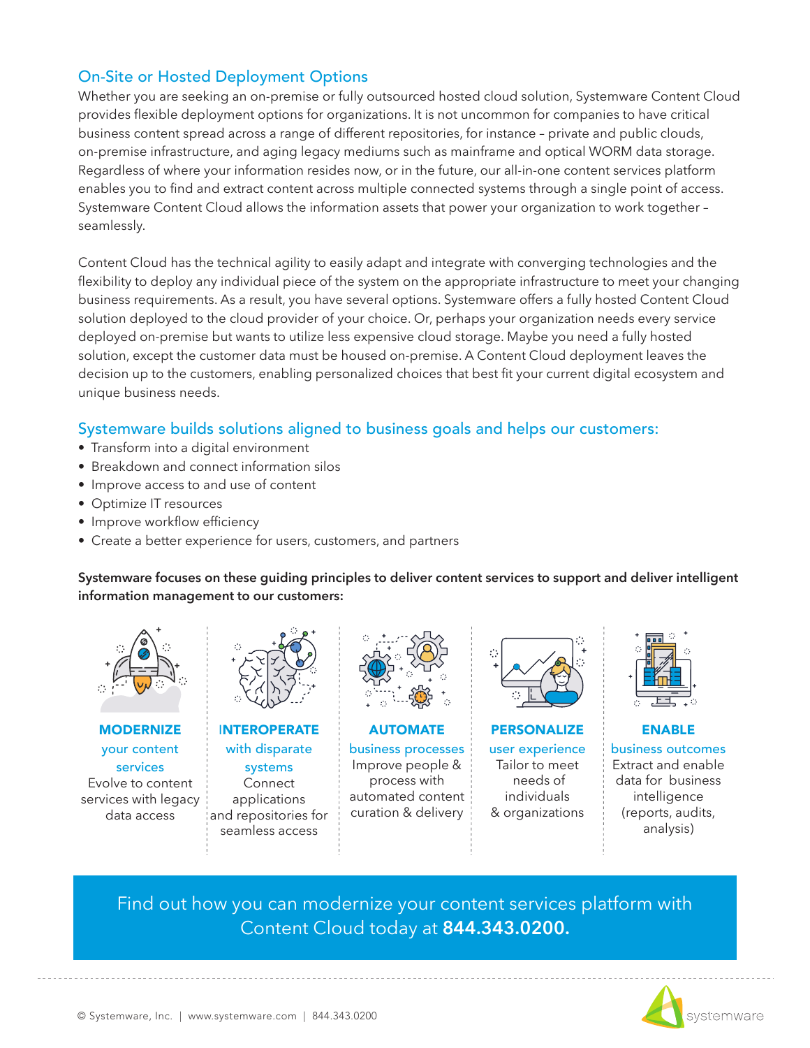## On-Site or Hosted Deployment Options

Whether you are seeking an on-premise or fully outsourced hosted cloud solution, Systemware Content Cloud provides flexible deployment options for organizations. It is not uncommon for companies to have critical business content spread across a range of different repositories, for instance – private and public clouds, on-premise infrastructure, and aging legacy mediums such as mainframe and optical WORM data storage. Regardless of where your information resides now, or in the future, our all-in-one content services platform enables you to find and extract content across multiple connected systems through a single point of access. Systemware Content Cloud allows the information assets that power your organization to work together – seamlessly.

Content Cloud has the technical agility to easily adapt and integrate with converging technologies and the flexibility to deploy any individual piece of the system on the appropriate infrastructure to meet your changing business requirements. As a result, you have several options. Systemware offers a fully hosted Content Cloud solution deployed to the cloud provider of your choice. Or, perhaps your organization needs every service deployed on-premise but wants to utilize less expensive cloud storage. Maybe you need a fully hosted solution, except the customer data must be housed on-premise. A Content Cloud deployment leaves the decision up to the customers, enabling personalized choices that best fit your current digital ecosystem and unique business needs.

## Systemware builds solutions aligned to business goals and helps our customers:

- Transform into a digital environment
- Breakdown and connect information silos
- Improve access to and use of content
- Optimize IT resources
- Improve workflow efficiency
- Create a better experience for users, customers, and partners

**Systemware focuses on these guiding principles to deliver content services to support and deliver intelligent information management to our customers:**

**MODERNIZE** your content services
Evolve to content services with legacy data access

**INTEROPERATE** with disparate systems
Connect applications and repositories for seamless access

**AUTOMATE** business processes
Improve people & process with automated content curation & delivery

**PERSONALIZE** user experience
Tailor to meet needs of individuals & organizations

**ENABLE** business outcomes
Extract and enable data for business intelligence (reports, audits, analysis)

Find out how you can modernize your content services platform with Content Cloud today at **844.343.0200.**

© Systemware, Inc. | www.systemware.com | 844.343.0200